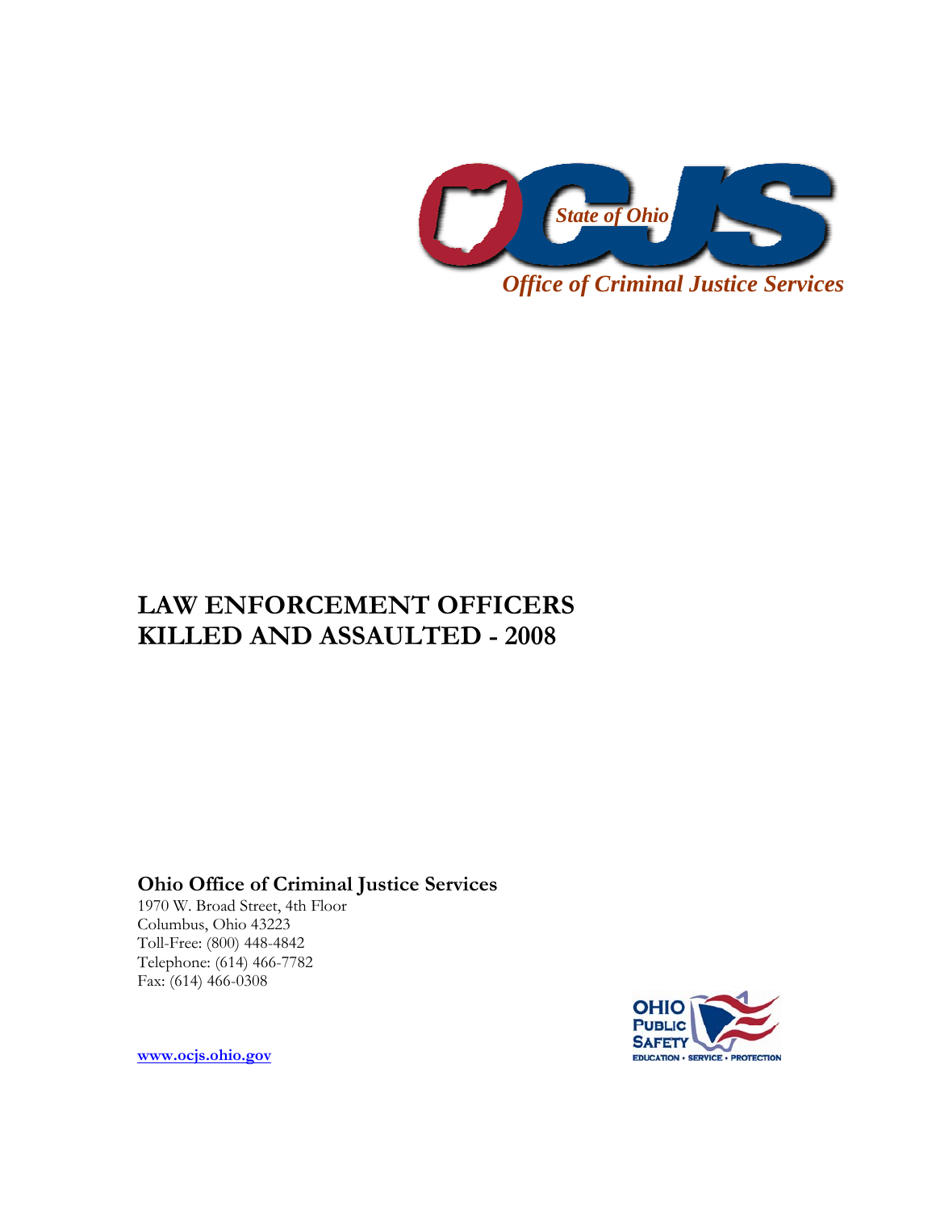State of Ohio

Office of Criminal Justice Services

# LAW ENFORCEMENT OFFICERS KILLED AND ASSAULTED - 2008

**Ohio Office of Criminal Justice Services**
1970 W. Broad Street, 4th Floor
Columbus, Ohio 43223
Toll-Free: (800) 448-4842
Telephone: (614) 466-7782
Fax: (614) 466-0308

www.ocjs.ohio.gov

OHIO PUBLIC SAFETY
EDUCATION • SERVICE • PROTECTION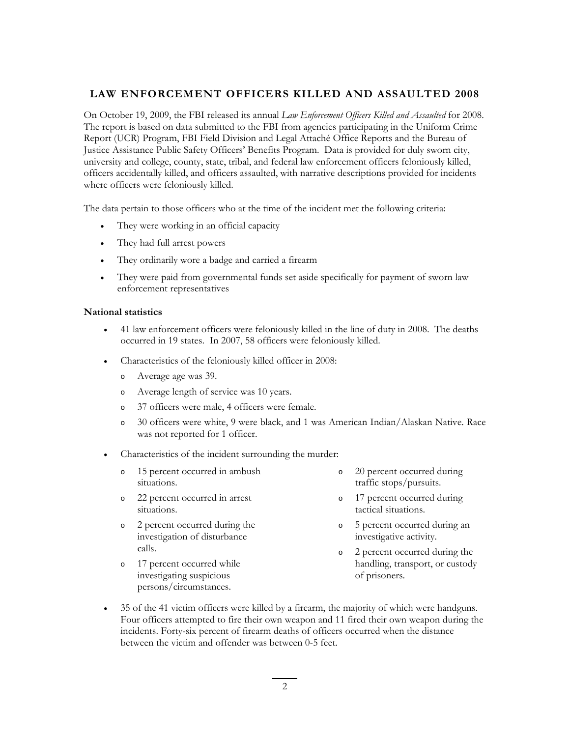## LAW ENFORCEMENT OFFICERS KILLED AND ASSAULTED 2008

On October 19, 2009, the FBI released its annual *Law Enforcement Officers Killed and Assaulted* for 2008. The report is based on data submitted to the FBI from agencies participating in the Uniform Crime Report (UCR) Program, FBI Field Division and Legal Attaché Office Reports and the Bureau of Justice Assistance Public Safety Officers' Benefits Program. Data is provided for duly sworn city, university and college, county, state, tribal, and federal law enforcement officers feloniously killed, officers accidentally killed, and officers assaulted, with narrative descriptions provided for incidents where officers were feloniously killed.

The data pertain to those officers who at the time of the incident met the following criteria:

- They were working in an official capacity
- They had full arrest powers
- They ordinarily wore a badge and carried a firearm
- They were paid from governmental funds set aside specifically for payment of sworn law enforcement representatives

**National statistics**

- 41 law enforcement officers were feloniously killed in the line of duty in 2008. The deaths occurred in 19 states. In 2007, 58 officers were feloniously killed.
- Characteristics of the feloniously killed officer in 2008:
  - Average age was 39.
  - Average length of service was 10 years.
  - 37 officers were male, 4 officers were female.
  - 30 officers were white, 9 were black, and 1 was American Indian/Alaskan Native. Race was not reported for 1 officer.
- Characteristics of the incident surrounding the murder:
  - 15 percent occurred in ambush situations.
  - 22 percent occurred in arrest situations.
  - 2 percent occurred during the investigation of disturbance calls.
  - 17 percent occurred while investigating suspicious persons/circumstances.
  - 20 percent occurred during traffic stops/pursuits.
  - 17 percent occurred during tactical situations.
  - 5 percent occurred during an investigative activity.
  - 2 percent occurred during the handling, transport, or custody of prisoners.
- 35 of the 41 victim officers were killed by a firearm, the majority of which were handguns. Four officers attempted to fire their own weapon and 11 fired their own weapon during the incidents. Forty-six percent of firearm deaths of officers occurred when the distance between the victim and offender was between 0-5 feet.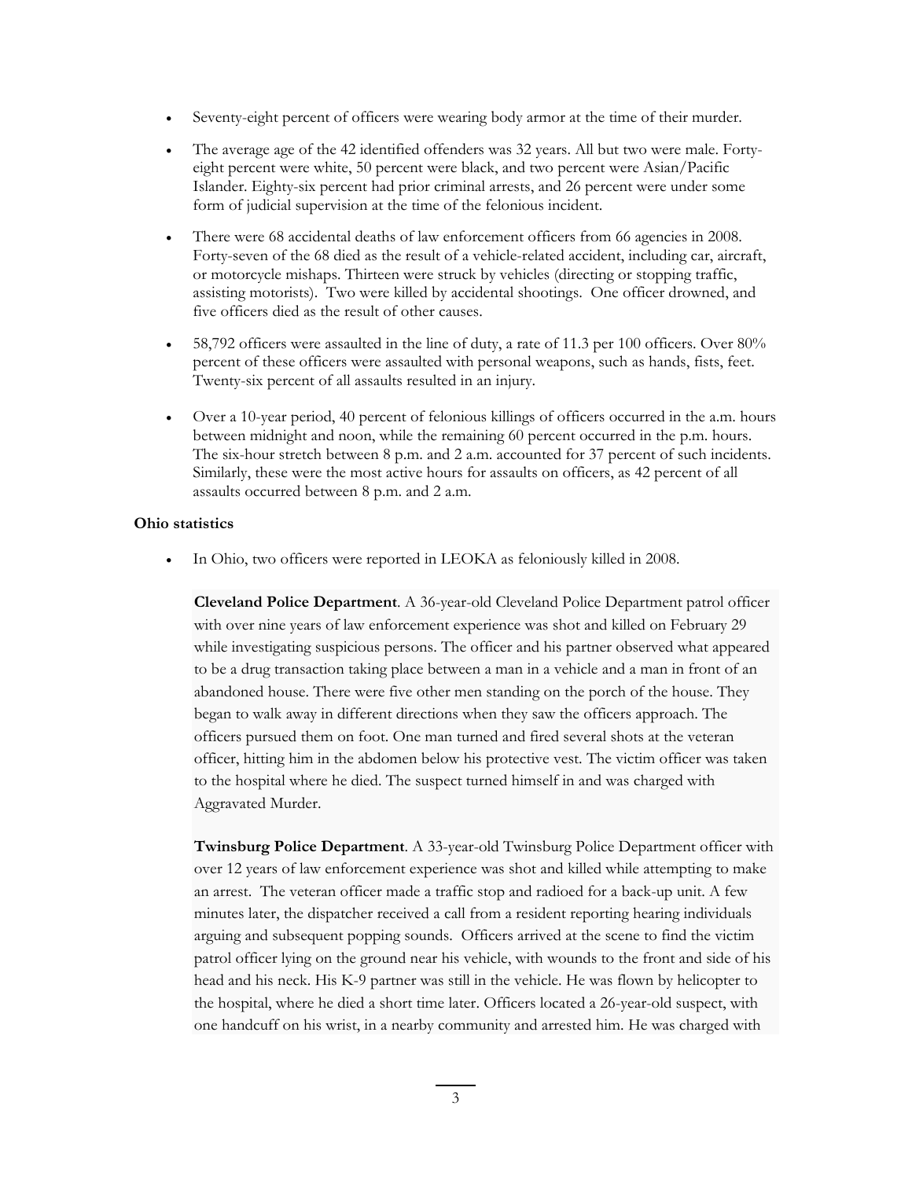- Seventy-eight percent of officers were wearing body armor at the time of their murder.
- The average age of the 42 identified offenders was 32 years. All but two were male. Forty-eight percent were white, 50 percent were black, and two percent were Asian/Pacific Islander. Eighty-six percent had prior criminal arrests, and 26 percent were under some form of judicial supervision at the time of the felonious incident.
- There were 68 accidental deaths of law enforcement officers from 66 agencies in 2008. Forty-seven of the 68 died as the result of a vehicle-related accident, including car, aircraft, or motorcycle mishaps. Thirteen were struck by vehicles (directing or stopping traffic, assisting motorists). Two were killed by accidental shootings. One officer drowned, and five officers died as the result of other causes.
- 58,792 officers were assaulted in the line of duty, a rate of 11.3 per 100 officers. Over 80% percent of these officers were assaulted with personal weapons, such as hands, fists, feet. Twenty-six percent of all assaults resulted in an injury.
- Over a 10-year period, 40 percent of felonious killings of officers occurred in the a.m. hours between midnight and noon, while the remaining 60 percent occurred in the p.m. hours. The six-hour stretch between 8 p.m. and 2 a.m. accounted for 37 percent of such incidents. Similarly, these were the most active hours for assaults on officers, as 42 percent of all assaults occurred between 8 p.m. and 2 a.m.

**Ohio statistics**

- In Ohio, two officers were reported in LEOKA as feloniously killed in 2008.

  **Cleveland Police Department**. A 36-year-old Cleveland Police Department patrol officer with over nine years of law enforcement experience was shot and killed on February 29 while investigating suspicious persons. The officer and his partner observed what appeared to be a drug transaction taking place between a man in a vehicle and a man in front of an abandoned house. There were five other men standing on the porch of the house. They began to walk away in different directions when they saw the officers approach. The officers pursued them on foot. One man turned and fired several shots at the veteran officer, hitting him in the abdomen below his protective vest. The victim officer was taken to the hospital where he died. The suspect turned himself in and was charged with Aggravated Murder.

  **Twinsburg Police Department**. A 33-year-old Twinsburg Police Department officer with over 12 years of law enforcement experience was shot and killed while attempting to make an arrest. The veteran officer made a traffic stop and radioed for a back-up unit. A few minutes later, the dispatcher received a call from a resident reporting hearing individuals arguing and subsequent popping sounds. Officers arrived at the scene to find the victim patrol officer lying on the ground near his vehicle, with wounds to the front and side of his head and his neck. His K-9 partner was still in the vehicle. He was flown by helicopter to the hospital, where he died a short time later. Officers located a 26-year-old suspect, with one handcuff on his wrist, in a nearby community and arrested him. He was charged with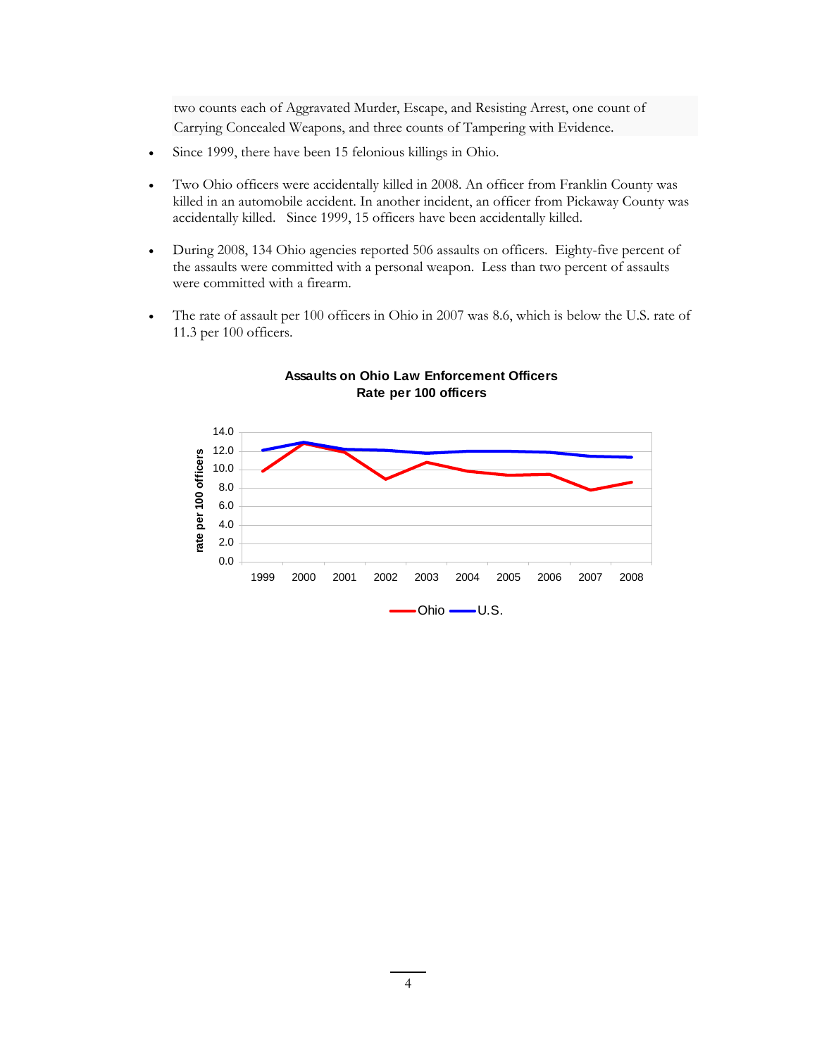two counts each of Aggravated Murder, Escape, and Resisting Arrest, one count of Carrying Concealed Weapons, and three counts of Tampering with Evidence.

- Since 1999, there have been 15 felonious killings in Ohio.

- Two Ohio officers were accidentally killed in 2008. An officer from Franklin County was killed in an automobile accident. In another incident, an officer from Pickaway County was accidentally killed. Since 1999, 15 officers have been accidentally killed.

- During 2008, 134 Ohio agencies reported 506 assaults on officers. Eighty-five percent of the assaults were committed with a personal weapon. Less than two percent of assaults were committed with a firearm.

- The rate of assault per 100 officers in Ohio in 2007 was 8.6, which is below the U.S. rate of 11.3 per 100 officers.

**Assaults on Ohio Law Enforcement Officers**
**Rate per 100 officers**

rate per 100 officers

14.0
12.0
10.0
8.0
6.0
4.0
2.0
0.0

1999 2000 2001 2002 2003 2004 2005 2006 2007 2008

Ohio U.S.